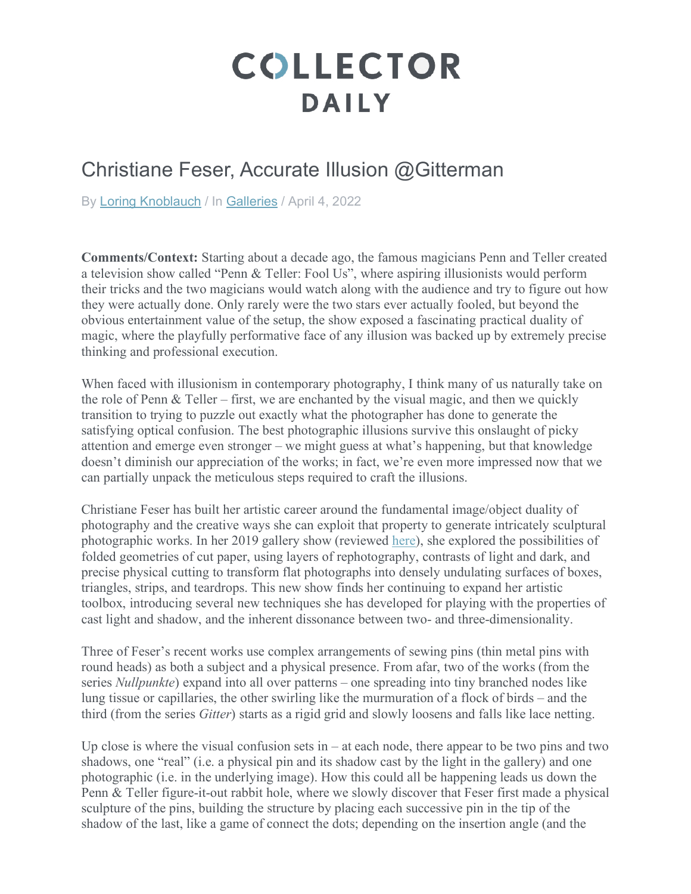# COLLECTOR DAILY

## Christiane Feser, Accurate Illusion @Gitterman

By Loring Knoblauch / In Galleries / April 4, 2022

**Comments/Context:** Starting about a decade ago, the famous magicians Penn and Teller created a television show called "Penn & Teller: Fool Us", where aspiring illusionists would perform their tricks and the two magicians would watch along with the audience and try to figure out how they were actually done. Only rarely were the two stars ever actually fooled, but beyond the obvious entertainment value of the setup, the show exposed a fascinating practical duality of magic, where the playfully performative face of any illusion was backed up by extremely precise thinking and professional execution.

When faced with illusionism in contemporary photography, I think many of us naturally take on the role of Penn & Teller – first, we are enchanted by the visual magic, and then we quickly transition to trying to puzzle out exactly what the photographer has done to generate the satisfying optical confusion. The best photographic illusions survive this onslaught of picky attention and emerge even stronger – we might guess at what's happening, but that knowledge doesn't diminish our appreciation of the works; in fact, we're even more impressed now that we can partially unpack the meticulous steps required to craft the illusions.

Christiane Feser has built her artistic career around the fundamental image/object duality of photography and the creative ways she can exploit that property to generate intricately sculptural photographic works. In her 2019 gallery show (reviewed here), she explored the possibilities of folded geometries of cut paper, using layers of rephotography, contrasts of light and dark, and precise physical cutting to transform flat photographs into densely undulating surfaces of boxes, triangles, strips, and teardrops. This new show finds her continuing to expand her artistic toolbox, introducing several new techniques she has developed for playing with the properties of cast light and shadow, and the inherent dissonance between two- and three-dimensionality.

Three of Feser's recent works use complex arrangements of sewing pins (thin metal pins with round heads) as both a subject and a physical presence. From afar, two of the works (from the series *Nullpunkte*) expand into all over patterns – one spreading into tiny branched nodes like lung tissue or capillaries, the other swirling like the murmuration of a flock of birds – and the third (from the series *Gitter*) starts as a rigid grid and slowly loosens and falls like lace netting.

Up close is where the visual confusion sets in – at each node, there appear to be two pins and two shadows, one "real" (i.e. a physical pin and its shadow cast by the light in the gallery) and one photographic (i.e. in the underlying image). How this could all be happening leads us down the Penn & Teller figure-it-out rabbit hole, where we slowly discover that Feser first made a physical sculpture of the pins, building the structure by placing each successive pin in the tip of the shadow of the last, like a game of connect the dots; depending on the insertion angle (and the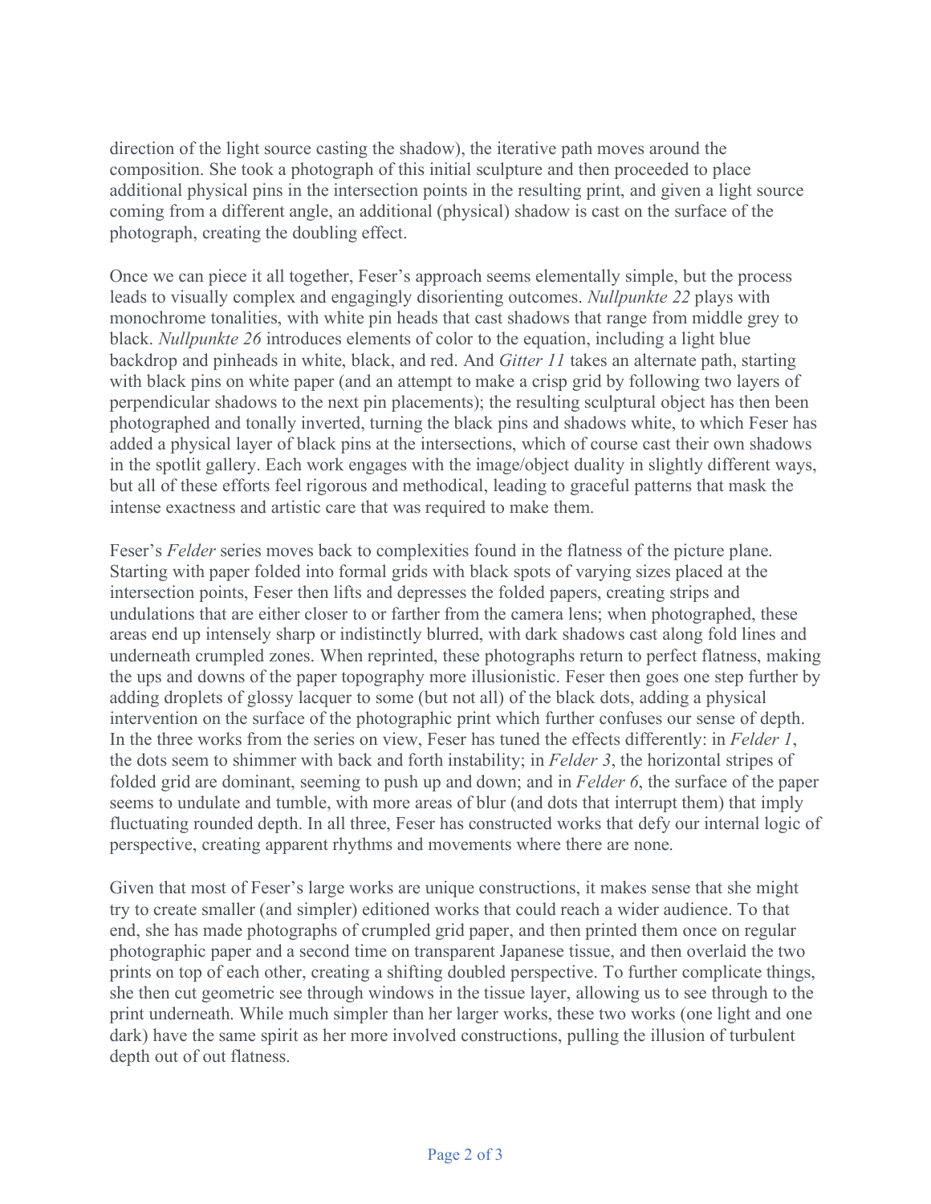direction of the light source casting the shadow), the iterative path moves around the composition. She took a photograph of this initial sculpture and then proceeded to place additional physical pins in the intersection points in the resulting print, and given a light source coming from a different angle, an additional (physical) shadow is cast on the surface of the photograph, creating the doubling effect.

Once we can piece it all together, Feser's approach seems elementally simple, but the process leads to visually complex and engagingly disorienting outcomes. *Nullpunkte 22* plays with monochrome tonalities, with white pin heads that cast shadows that range from middle grey to black. *Nullpunkte 26* introduces elements of color to the equation, including a light blue backdrop and pinheads in white, black, and red. And *Gitter 11* takes an alternate path, starting with black pins on white paper (and an attempt to make a crisp grid by following two layers of perpendicular shadows to the next pin placements); the resulting sculptural object has then been photographed and tonally inverted, turning the black pins and shadows white, to which Feser has added a physical layer of black pins at the intersections, which of course cast their own shadows in the spotlit gallery. Each work engages with the image/object duality in slightly different ways, but all of these efforts feel rigorous and methodical, leading to graceful patterns that mask the intense exactness and artistic care that was required to make them.

Feser's *Felder* series moves back to complexities found in the flatness of the picture plane. Starting with paper folded into formal grids with black spots of varying sizes placed at the intersection points, Feser then lifts and depresses the folded papers, creating strips and undulations that are either closer to or farther from the camera lens; when photographed, these areas end up intensely sharp or indistinctly blurred, with dark shadows cast along fold lines and underneath crumpled zones. When reprinted, these photographs return to perfect flatness, making the ups and downs of the paper topography more illusionistic. Feser then goes one step further by adding droplets of glossy lacquer to some (but not all) of the black dots, adding a physical intervention on the surface of the photographic print which further confuses our sense of depth. In the three works from the series on view, Feser has tuned the effects differently: in *Felder 1*, the dots seem to shimmer with back and forth instability; in *Felder 3*, the horizontal stripes of folded grid are dominant, seeming to push up and down; and in *Felder 6*, the surface of the paper seems to undulate and tumble, with more areas of blur (and dots that interrupt them) that imply fluctuating rounded depth. In all three, Feser has constructed works that defy our internal logic of perspective, creating apparent rhythms and movements where there are none.

Given that most of Feser's large works are unique constructions, it makes sense that she might try to create smaller (and simpler) editioned works that could reach a wider audience. To that end, she has made photographs of crumpled grid paper, and then printed them once on regular photographic paper and a second time on transparent Japanese tissue, and then overlaid the two prints on top of each other, creating a shifting doubled perspective. To further complicate things, she then cut geometric see through windows in the tissue layer, allowing us to see through to the print underneath. While much simpler than her larger works, these two works (one light and one dark) have the same spirit as her more involved constructions, pulling the illusion of turbulent depth out of out flatness.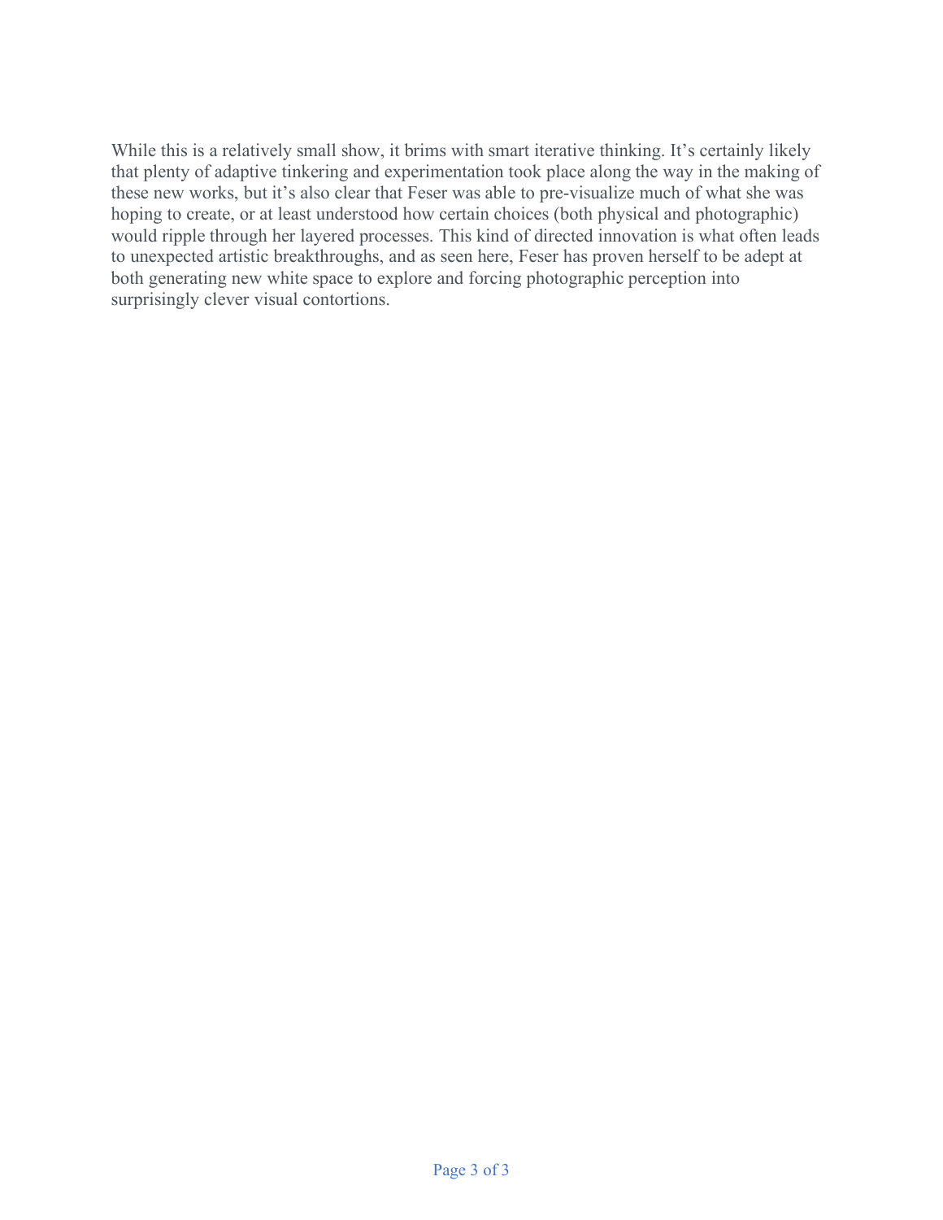While this is a relatively small show, it brims with smart iterative thinking. It's certainly likely that plenty of adaptive tinkering and experimentation took place along the way in the making of these new works, but it's also clear that Feser was able to pre-visualize much of what she was hoping to create, or at least understood how certain choices (both physical and photographic) would ripple through her layered processes. This kind of directed innovation is what often leads to unexpected artistic breakthroughs, and as seen here, Feser has proven herself to be adept at both generating new white space to explore and forcing photographic perception into surprisingly clever visual contortions.